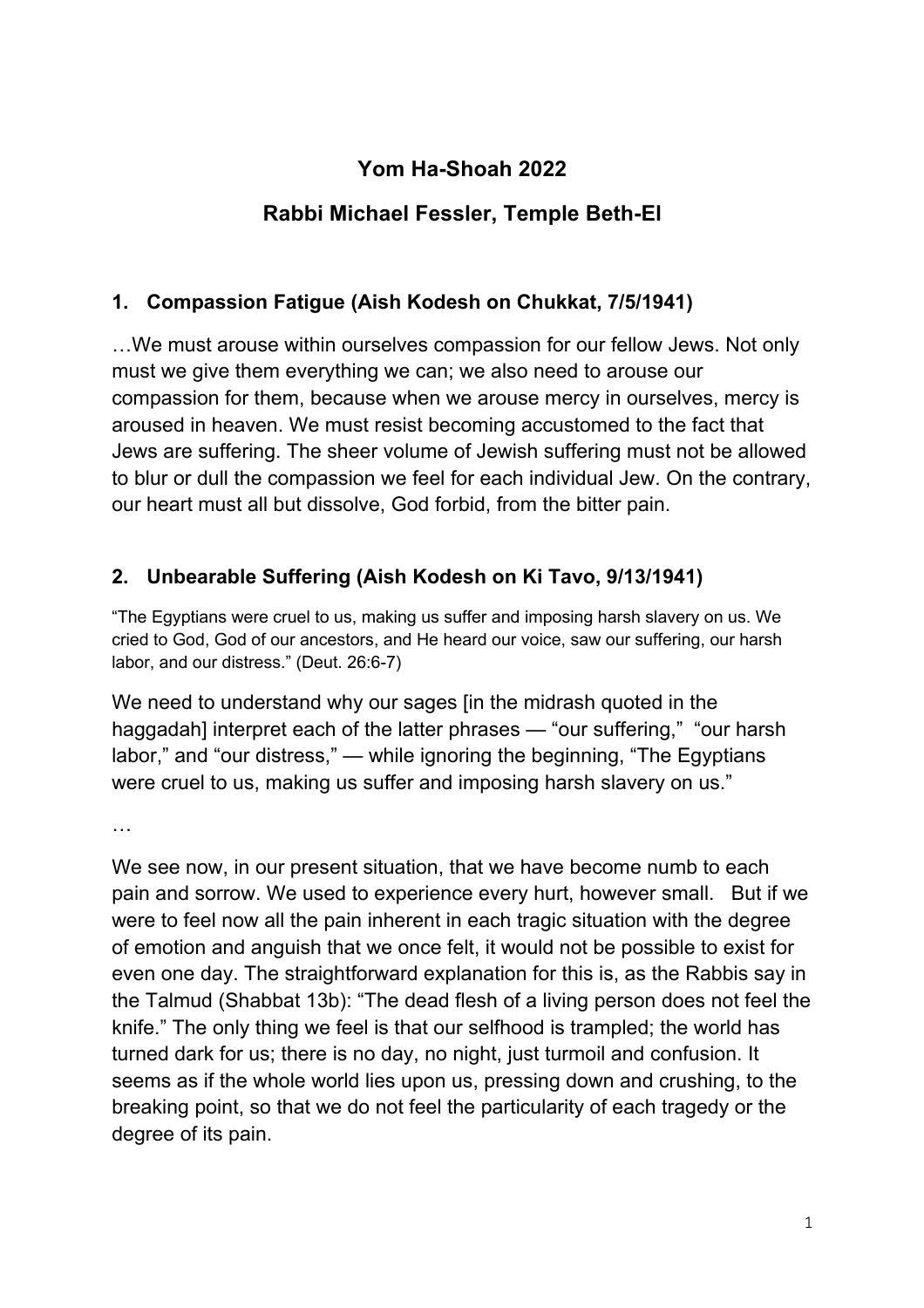# Yom Ha-Shoah 2022

## Rabbi Michael Fessler, Temple Beth-El

### 1. Compassion Fatigue (Aish Kodesh on Chukkat, 7/5/1941)

…We must arouse within ourselves compassion for our fellow Jews. Not only must we give them everything we can; we also need to arouse our compassion for them, because when we arouse mercy in ourselves, mercy is aroused in heaven. We must resist becoming accustomed to the fact that Jews are suffering. The sheer volume of Jewish suffering must not be allowed to blur or dull the compassion we feel for each individual Jew. On the contrary, our heart must all but dissolve, God forbid, from the bitter pain.

### 2. Unbearable Suffering (Aish Kodesh on Ki Tavo, 9/13/1941)

"The Egyptians were cruel to us, making us suffer and imposing harsh slavery on us. We cried to God, God of our ancestors, and He heard our voice, saw our suffering, our harsh labor, and our distress." (Deut. 26:6-7)

We need to understand why our sages [in the midrash quoted in the haggadah] interpret each of the latter phrases — "our suffering," "our harsh labor," and "our distress," — while ignoring the beginning, "The Egyptians were cruel to us, making us suffer and imposing harsh slavery on us."

…

We see now, in our present situation, that we have become numb to each pain and sorrow. We used to experience every hurt, however small. But if we were to feel now all the pain inherent in each tragic situation with the degree of emotion and anguish that we once felt, it would not be possible to exist for even one day. The straightforward explanation for this is, as the Rabbis say in the Talmud (Shabbat 13b): "The dead flesh of a living person does not feel the knife." The only thing we feel is that our selfhood is trampled; the world has turned dark for us; there is no day, no night, just turmoil and confusion. It seems as if the whole world lies upon us, pressing down and crushing, to the breaking point, so that we do not feel the particularity of each tragedy or the degree of its pain.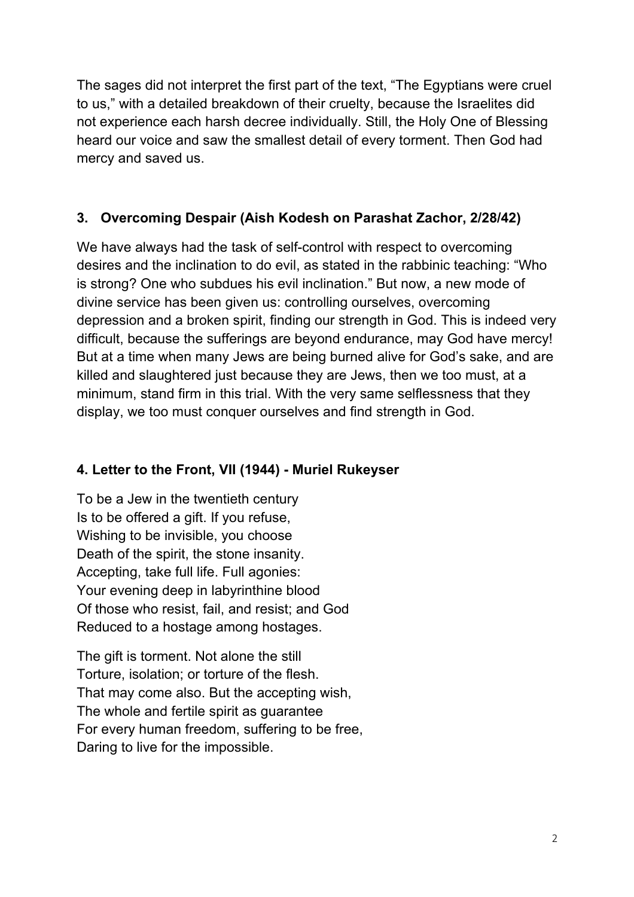The sages did not interpret the first part of the text, “The Egyptians were cruel to us,” with a detailed breakdown of their cruelty, because the Israelites did not experience each harsh decree individually. Still, the Holy One of Blessing heard our voice and saw the smallest detail of every torment. Then God had mercy and saved us.

### 3. Overcoming Despair (Aish Kodesh on Parashat Zachor, 2/28/42)

We have always had the task of self-control with respect to overcoming desires and the inclination to do evil, as stated in the rabbinic teaching: “Who is strong? One who subdues his evil inclination.” But now, a new mode of divine service has been given us: controlling ourselves, overcoming depression and a broken spirit, finding our strength in God. This is indeed very difficult, because the sufferings are beyond endurance, may God have mercy! But at a time when many Jews are being burned alive for God’s sake, and are killed and slaughtered just because they are Jews, then we too must, at a minimum, stand firm in this trial. With the very same selflessness that they display, we too must conquer ourselves and find strength in God.

### 4. Letter to the Front, VII (1944) - Muriel Rukeyser

To be a Jew in the twentieth century  
Is to be offered a gift. If you refuse,  
Wishing to be invisible, you choose  
Death of the spirit, the stone insanity.  
Accepting, take full life. Full agonies:  
Your evening deep in labyrinthine blood  
Of those who resist, fail, and resist; and God  
Reduced to a hostage among hostages.

The gift is torment. Not alone the still  
Torture, isolation; or torture of the flesh.  
That may come also. But the accepting wish,  
The whole and fertile spirit as guarantee  
For every human freedom, suffering to be free,  
Daring to live for the impossible.